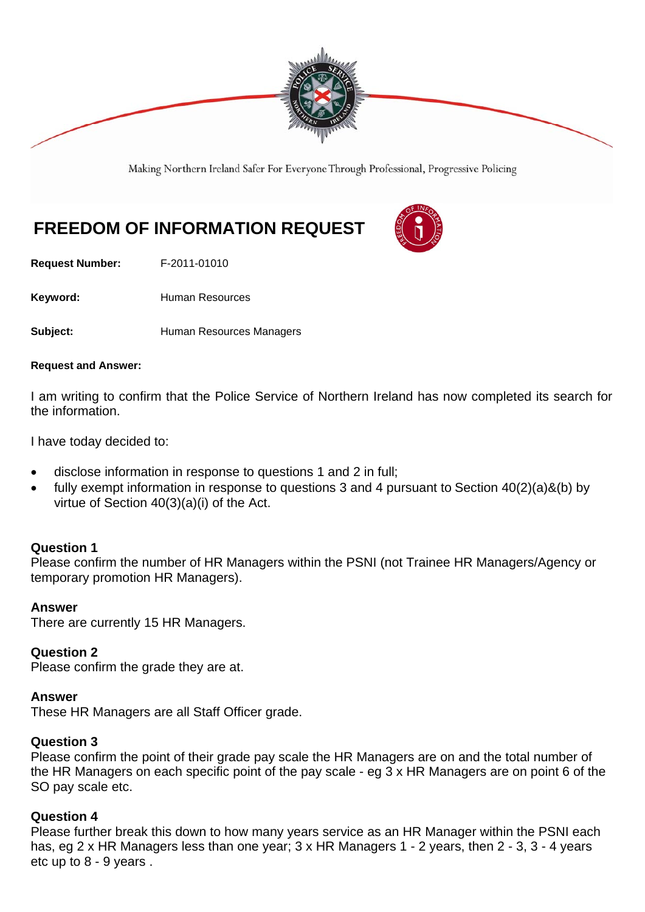Making Northern Ireland Safer For Everyone Through Professional, Progressive Policing

# FREEDOM OF INFORMATION REQUEST

**Request Number:** F-2011-01010

**Keyword:** Human Resources

**Subject:** Human Resources Managers

**Request and Answer:**

I am writing to confirm that the Police Service of Northern Ireland has now completed its search for the information.

I have today decided to:

- disclose information in response to questions 1 and 2 in full;
- fully exempt information in response to questions 3 and 4 pursuant to Section 40(2)(a)&(b) by virtue of Section 40(3)(a)(i) of the Act.

**Question 1**
Please confirm the number of HR Managers within the PSNI (not Trainee HR Managers/Agency or temporary promotion HR Managers).

**Answer**
There are currently 15 HR Managers.

**Question 2**
Please confirm the grade they are at.

**Answer**
These HR Managers are all Staff Officer grade.

**Question 3**
Please confirm the point of their grade pay scale the HR Managers are on and the total number of the HR Managers on each specific point of the pay scale - eg 3 x HR Managers are on point 6 of the SO pay scale etc.

**Question 4**
Please further break this down to how many years service as an HR Manager within the PSNI each has, eg 2 x HR Managers less than one year; 3 x HR Managers 1 - 2 years, then 2 - 3, 3 - 4 years etc up to 8 - 9 years .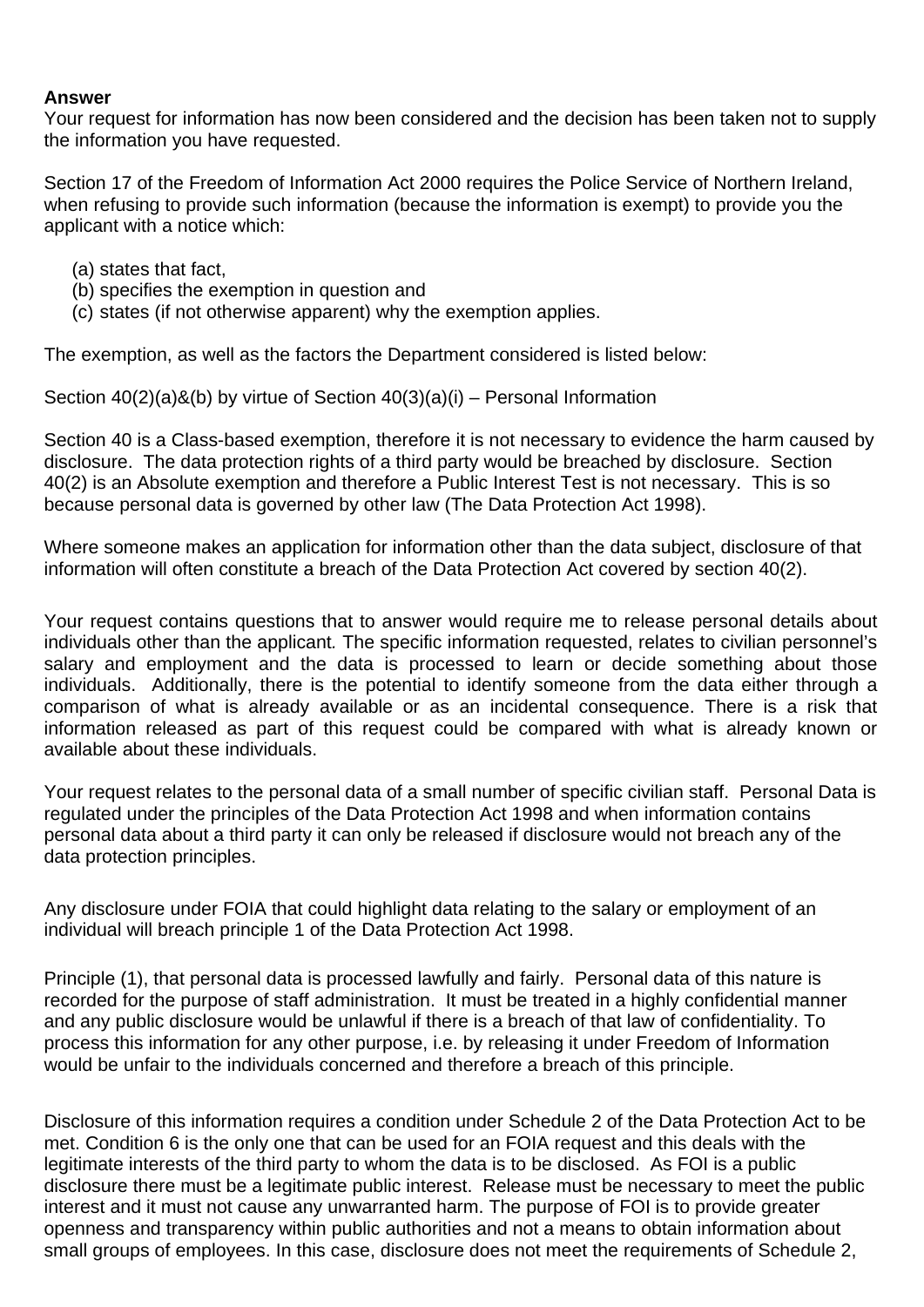**Answer**
Your request for information has now been considered and the decision has been taken not to supply the information you have requested.

Section 17 of the Freedom of Information Act 2000 requires the Police Service of Northern Ireland, when refusing to provide such information (because the information is exempt) to provide you the applicant with a notice which:

(a) states that fact,
(b) specifies the exemption in question and
(c) states (if not otherwise apparent) why the exemption applies.

The exemption, as well as the factors the Department considered is listed below:

Section 40(2)(a)&(b) by virtue of Section 40(3)(a)(i) – Personal Information

Section 40 is a Class-based exemption, therefore it is not necessary to evidence the harm caused by disclosure. The data protection rights of a third party would be breached by disclosure. Section 40(2) is an Absolute exemption and therefore a Public Interest Test is not necessary. This is so because personal data is governed by other law (The Data Protection Act 1998).

Where someone makes an application for information other than the data subject, disclosure of that information will often constitute a breach of the Data Protection Act covered by section 40(2).

Your request contains questions that to answer would require me to release personal details about individuals other than the applicant. The specific information requested, relates to civilian personnel's salary and employment and the data is processed to learn or decide something about those individuals. Additionally, there is the potential to identify someone from the data either through a comparison of what is already available or as an incidental consequence. There is a risk that information released as part of this request could be compared with what is already known or available about these individuals.

Your request relates to the personal data of a small number of specific civilian staff. Personal Data is regulated under the principles of the Data Protection Act 1998 and when information contains personal data about a third party it can only be released if disclosure would not breach any of the data protection principles.

Any disclosure under FOIA that could highlight data relating to the salary or employment of an individual will breach principle 1 of the Data Protection Act 1998.

Principle (1), that personal data is processed lawfully and fairly. Personal data of this nature is recorded for the purpose of staff administration. It must be treated in a highly confidential manner and any public disclosure would be unlawful if there is a breach of that law of confidentiality. To process this information for any other purpose, i.e. by releasing it under Freedom of Information would be unfair to the individuals concerned and therefore a breach of this principle.

Disclosure of this information requires a condition under Schedule 2 of the Data Protection Act to be met. Condition 6 is the only one that can be used for an FOIA request and this deals with the legitimate interests of the third party to whom the data is to be disclosed. As FOI is a public disclosure there must be a legitimate public interest. Release must be necessary to meet the public interest and it must not cause any unwarranted harm. The purpose of FOI is to provide greater openness and transparency within public authorities and not a means to obtain information about small groups of employees. In this case, disclosure does not meet the requirements of Schedule 2,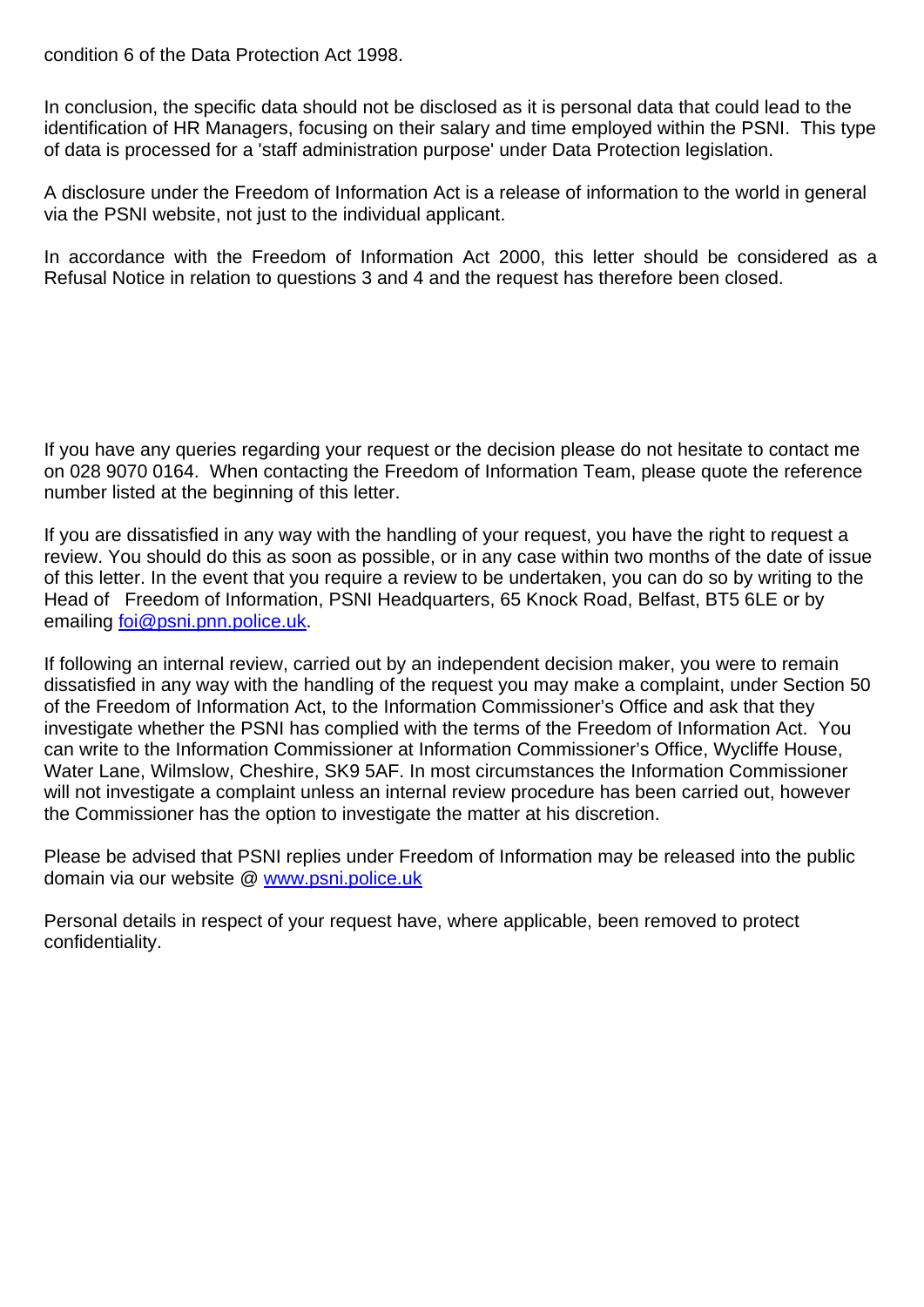condition 6 of the Data Protection Act 1998.

In conclusion, the specific data should not be disclosed as it is personal data that could lead to the identification of HR Managers, focusing on their salary and time employed within the PSNI. This type of data is processed for a 'staff administration purpose' under Data Protection legislation.

A disclosure under the Freedom of Information Act is a release of information to the world in general via the PSNI website, not just to the individual applicant.

In accordance with the Freedom of Information Act 2000, this letter should be considered as a Refusal Notice in relation to questions 3 and 4 and the request has therefore been closed.

If you have any queries regarding your request or the decision please do not hesitate to contact me on 028 9070 0164. When contacting the Freedom of Information Team, please quote the reference number listed at the beginning of this letter.

If you are dissatisfied in any way with the handling of your request, you have the right to request a review. You should do this as soon as possible, or in any case within two months of the date of issue of this letter. In the event that you require a review to be undertaken, you can do so by writing to the Head of Freedom of Information, PSNI Headquarters, 65 Knock Road, Belfast, BT5 6LE or by emailing foi@psni.pnn.police.uk.

If following an internal review, carried out by an independent decision maker, you were to remain dissatisfied in any way with the handling of the request you may make a complaint, under Section 50 of the Freedom of Information Act, to the Information Commissioner's Office and ask that they investigate whether the PSNI has complied with the terms of the Freedom of Information Act. You can write to the Information Commissioner at Information Commissioner's Office, Wycliffe House, Water Lane, Wilmslow, Cheshire, SK9 5AF. In most circumstances the Information Commissioner will not investigate a complaint unless an internal review procedure has been carried out, however the Commissioner has the option to investigate the matter at his discretion.

Please be advised that PSNI replies under Freedom of Information may be released into the public domain via our website @ www.psni.police.uk

Personal details in respect of your request have, where applicable, been removed to protect confidentiality.